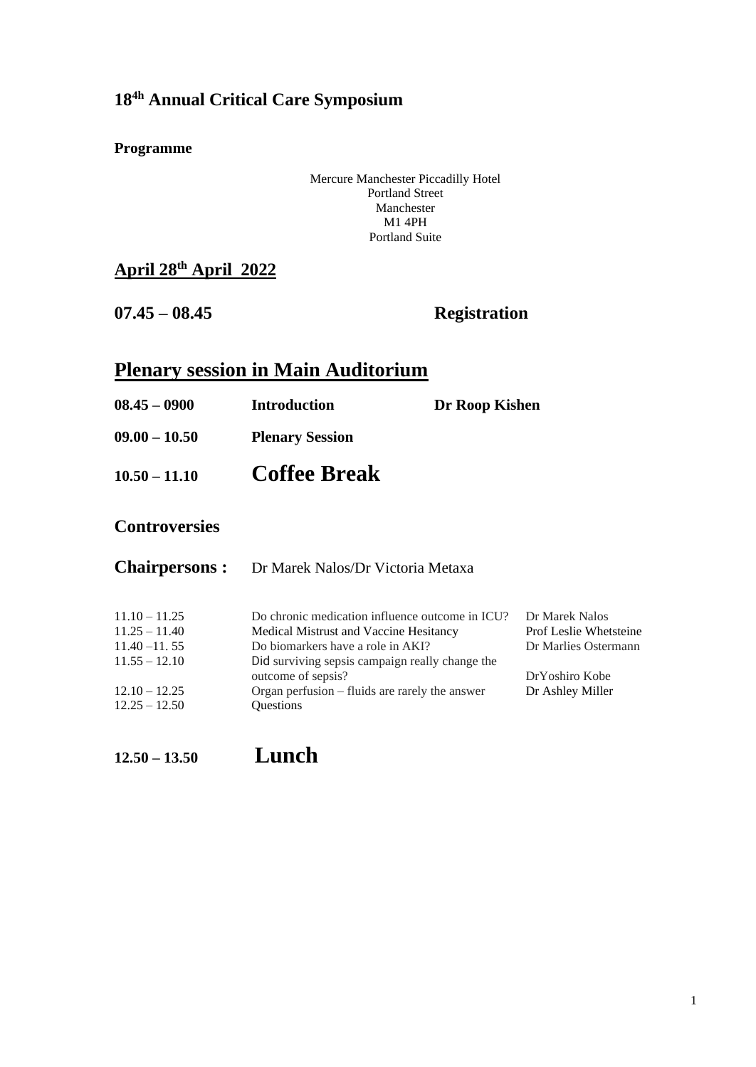# 18[4h] Annual Critical Care Symposium

**Programme**

Mercure Manchester Piccadilly Hotel
Portland Street
Manchester
M1 4PH
Portland Suite

## April 28[th] April 2022

**07.45 – 08.45** **Registration**

## Plenary session in Main Auditorium

| | | |
|---|---|---|
| **08.45 – 0900** | **Introduction** | **Dr Roop Kishen** |
| **09.00 – 10.50** | **Plenary Session** | |
| **10.50 – 11.10** | **Coffee Break** | |

### Controversies

**Chairpersons :** Dr Marek Nalos/Dr Victoria Metaxa

| | | |
|---|---|---|
| 11.10 – 11.25 | Do chronic medication influence outcome in ICU? | Dr Marek Nalos |
| 11.25 – 11.40 | Medical Mistrust and Vaccine Hesitancy | Prof Leslie Whetsteine |
| 11.40 –11. 55 | Do biomarkers have a role in AKI? | Dr Marlies Ostermann |
| 11.55 – 12.10 | Did surviving sepsis campaign really change the outcome of sepsis? | DrYoshiro Kobe |
| 12.10 – 12.25 | Organ perfusion – fluids are rarely the answer | Dr Ashley Miller |
| 12.25 – 12.50 | Questions | |

**12.50 – 13.50** **Lunch**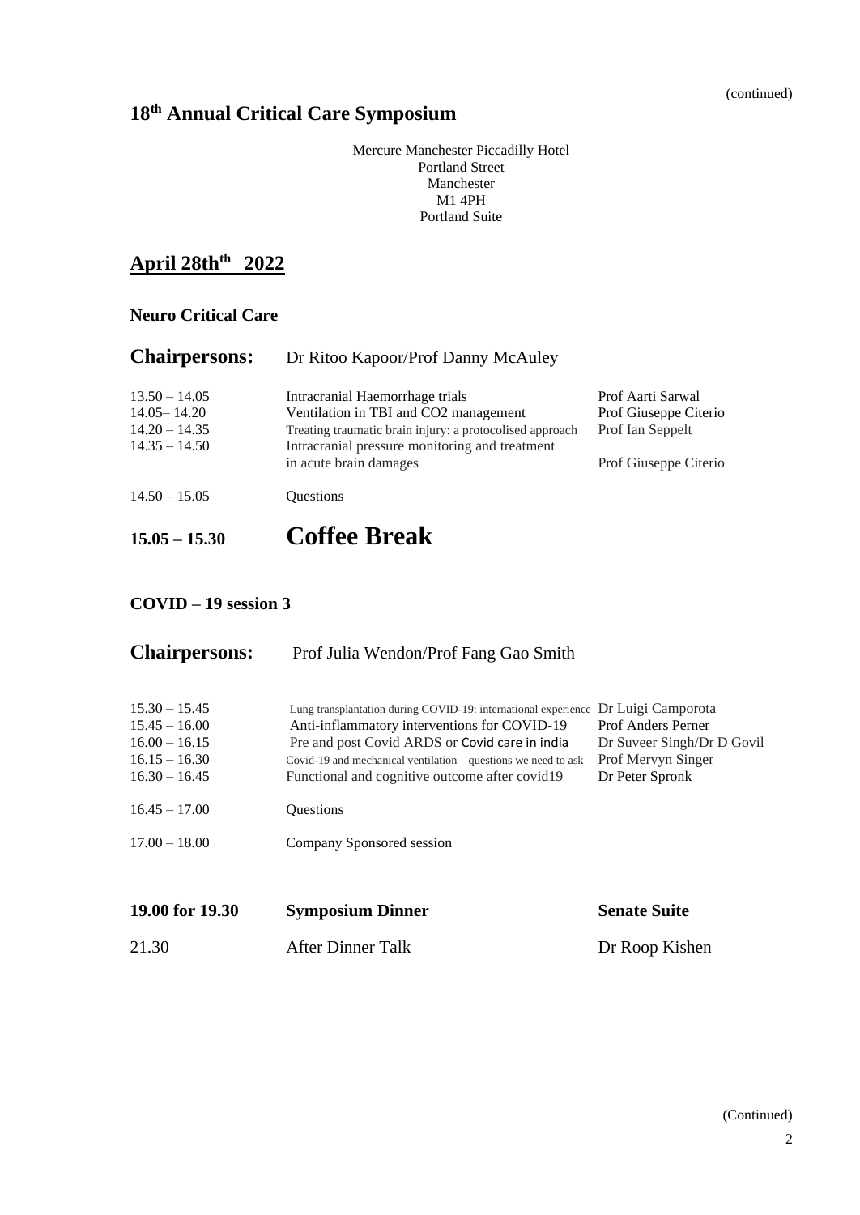(continued)

# 18th Annual Critical Care Symposium

Mercure Manchester Piccadilly Hotel
Portland Street
Manchester
M1 4PH
Portland Suite

## April 28thth 2022

### Neuro Critical Care

**Chairpersons:** Dr Ritoo Kapoor/Prof Danny McAuley

| | | |
|---|---|---|
| 13.50 – 14.05 | Intracranial Haemorrhage trials | Prof Aarti Sarwal |
| 14.05– 14.20 | Ventilation in TBI and $CO_2$ management | Prof Giuseppe Citerio |
| 14.20 – 14.35 | Treating traumatic brain injury: a protocolised approach | Prof Ian Seppelt |
| 14.35 – 14.50 | Intracranial pressure monitoring and treatment in acute brain damages | Prof Giuseppe Citerio |
| 14.50 – 15.05 | Questions | |

**15.05 – 15.30 Coffee Break**

### COVID – 19 session 3

**Chairpersons:** Prof Julia Wendon/Prof Fang Gao Smith

| | | |
|---|---|---|
| 15.30 – 15.45 | Lung transplantation during COVID-19: international experience | Dr Luigi Camporota |
| 15.45 – 16.00 | Anti-inflammatory interventions for COVID-19 | Prof Anders Perner |
| 16.00 – 16.15 | Pre and post Covid ARDS or Covid care in india | Dr Suveer Singh/Dr D Govil |
| 16.15 – 16.30 | Covid-19 and mechanical ventilation – questions we need to ask | Prof Mervyn Singer |
| 16.30 – 16.45 | Functional and cognitive outcome after covid19 | Dr Peter Spronk |
| 16.45 – 17.00 | Questions | |
| 17.00 – 18.00 | Company Sponsored session | |

| | | |
|---|---|---|
| **19.00 for 19.30** | **Symposium Dinner** | **Senate Suite** |
| 21.30 | After Dinner Talk | Dr Roop Kishen |

(Continued)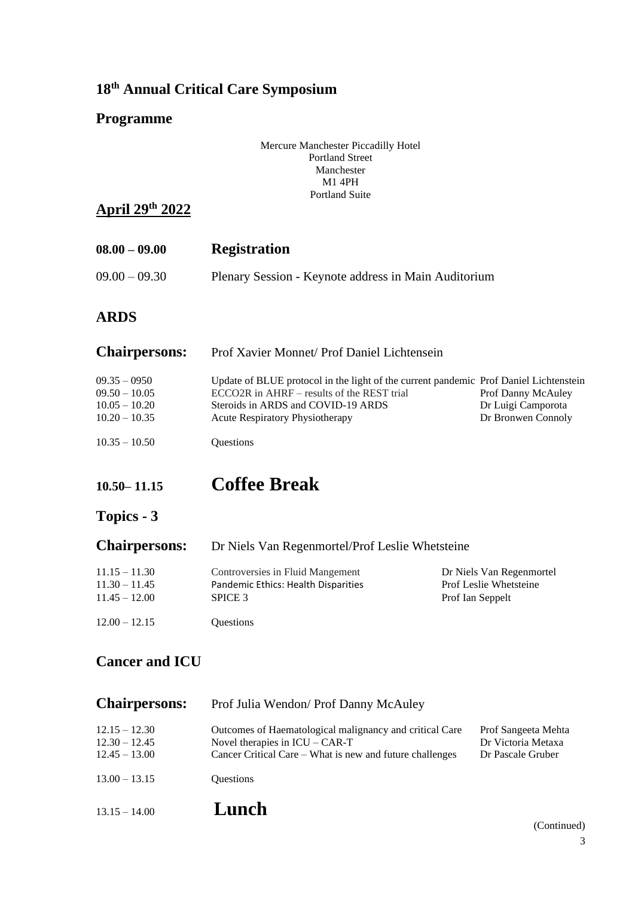# 18th Annual Critical Care Symposium

## Programme

Mercure Manchester Piccadilly Hotel
Portland Street
Manchester
M1 4PH
Portland Suite

## April 29th 2022

| | |
|---|---|
| **08.00 – 09.00** | **Registration** |
| 09.00 – 09.30 | Plenary Session - Keynote address in Main Auditorium |

## ARDS

**Chairpersons:** Prof Xavier Monnet/ Prof Daniel Lichtensein

| | | |
|---|---|---|
| 09.35 – 0950 | Update of BLUE protocol in the light of the current pandemic | Prof Daniel Lichtenstein |
| 09.50 – 10.05 | ECCO2R in AHRF – results of the REST trial | Prof Danny McAuley |
| 10.05 – 10.20 | Steroids in ARDS and COVID-19 ARDS | Dr Luigi Camporota |
| 10.20 – 10.35 | Acute Respiratory Physiotherapy | Dr Bronwen Connoly |
| 10.35 – 10.50 | Questions | |

## 10.50– 11.15 Coffee Break

## Topics - 3

**Chairpersons:** Dr Niels Van Regenmortel/Prof Leslie Whetsteine

| | | |
|---|---|---|
| 11.15 – 11.30 | Controversies in Fluid Mangement | Dr Niels Van Regenmortel |
| 11.30 – 11.45 | Pandemic Ethics: Health Disparities | Prof Leslie Whetsteine |
| 11.45 – 12.00 | SPICE 3 | Prof Ian Seppelt |
| 12.00 – 12.15 | Questions | |

## Cancer and ICU

**Chairpersons:** Prof Julia Wendon/ Prof Danny McAuley

| | | |
|---|---|---|
| 12.15 – 12.30 | Outcomes of Haematological malignancy and critical Care | Prof Sangeeta Mehta |
| 12.30 – 12.45 | Novel therapies in ICU – CAR-T | Dr Victoria Metaxa |
| 12.45 – 13.00 | Cancer Critical Care – What is new and future challenges | Dr Pascale Gruber |
| 13.00 – 13.15 | Questions | |

## 13.15 – 14.00 Lunch

(Continued)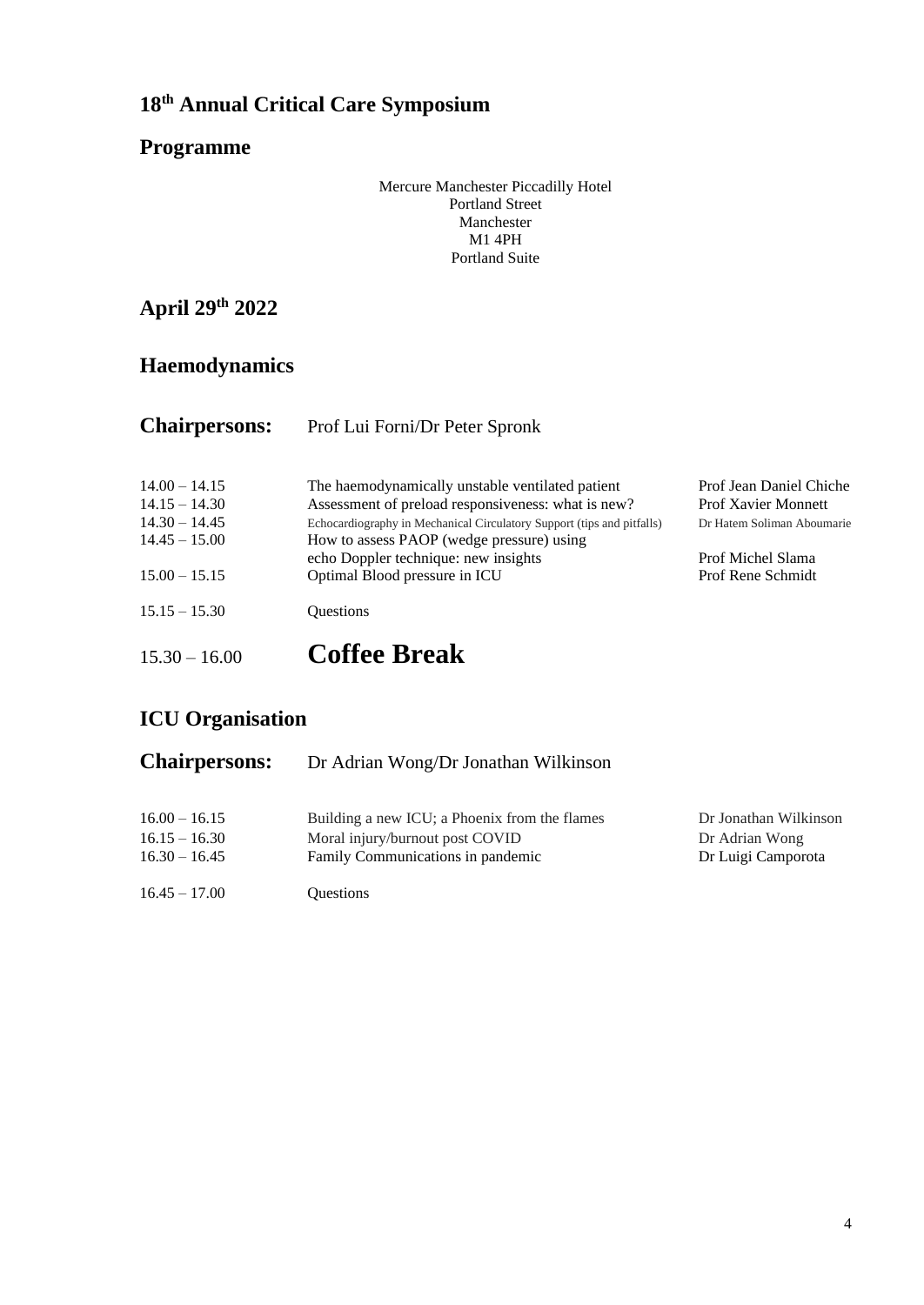## 18th Annual Critical Care Symposium

## Programme

Mercure Manchester Piccadilly Hotel
Portland Street
Manchester
M1 4PH
Portland Suite

## April 29th 2022

## Haemodynamics

**Chairpersons:** Prof Lui Forni/Dr Peter Spronk

| | | |
|---|---|---|
| 14.00 – 14.15 | The haemodynamically unstable ventilated patient | Prof Jean Daniel Chiche |
| 14.15 – 14.30 | Assessment of preload responsiveness: what is new? | Prof Xavier Monnett |
| 14.30 – 14.45 | Echocardiography in Mechanical Circulatory Support (tips and pitfalls) | Dr Hatem Soliman Aboumarie |
| 14.45 – 15.00 | How to assess PAOP (wedge pressure) using echo Doppler technique: new insights | Prof Michel Slama |
| 15.00 – 15.15 | Optimal Blood pressure in ICU | Prof Rene Schmidt |
| 15.15 – 15.30 | Questions | |

15.30 – 16.00 **Coffee Break**

## ICU Organisation

**Chairpersons:** Dr Adrian Wong/Dr Jonathan Wilkinson

| | | |
|---|---|---|
| 16.00 – 16.15 | Building a new ICU; a Phoenix from the flames | Dr Jonathan Wilkinson |
| 16.15 – 16.30 | Moral injury/burnout post COVID | Dr Adrian Wong |
| 16.30 – 16.45 | Family Communications in pandemic | Dr Luigi Camporota |
| 16.45 – 17.00 | Questions | |